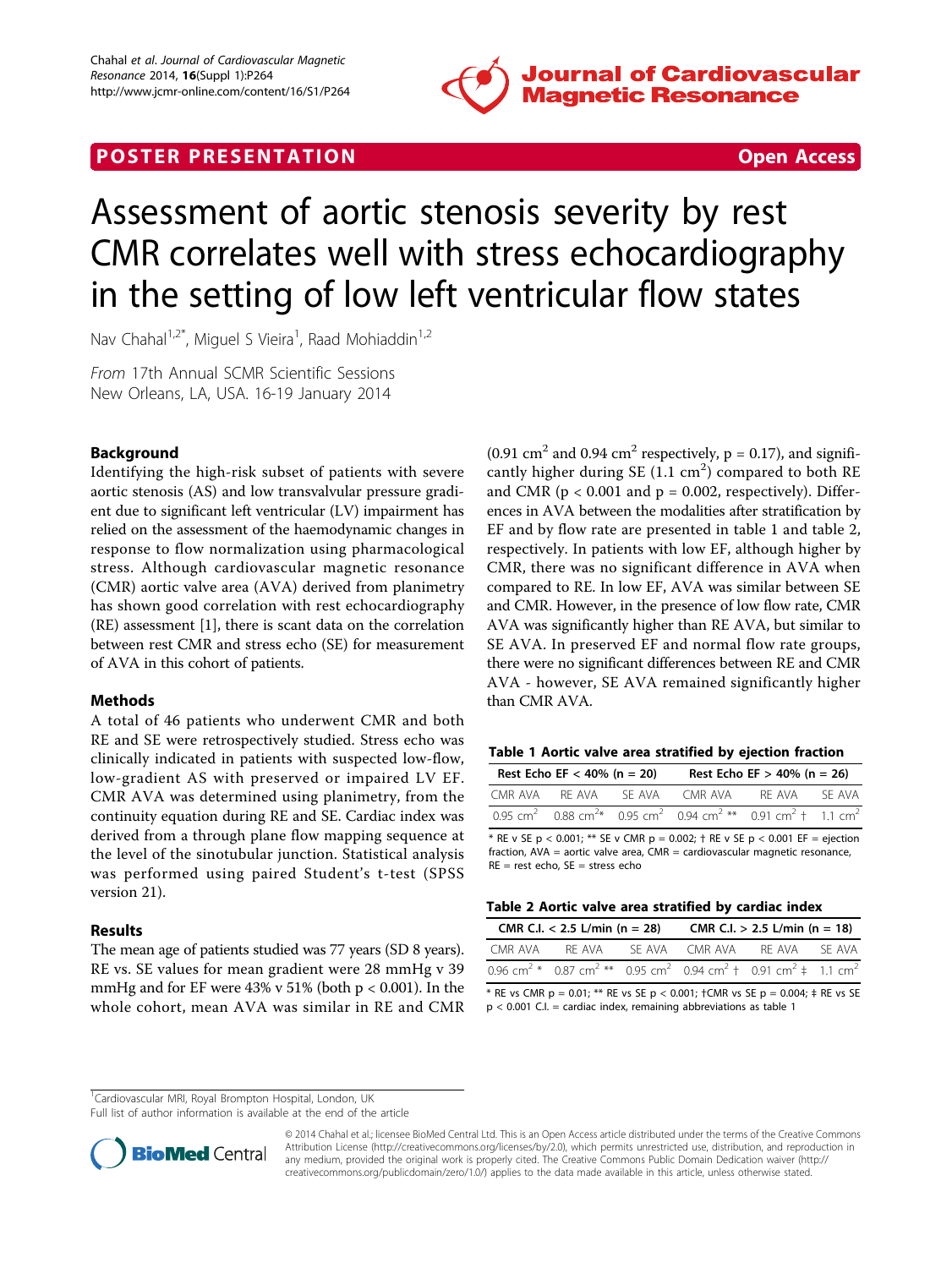POSTER PRESENTATION **Open Access**

# Assessment of aortic stenosis severity by rest CMR correlates well with stress echocardiography in the setting of low left ventricular flow states

Nav Chahal[1,2*], Miguel S Vieira[1], Raad Mohiaddin[1,2]

*From* 17th Annual SCMR Scientific Sessions
New Orleans, LA, USA. 16-19 January 2014

## Background

Identifying the high-risk subset of patients with severe aortic stenosis (AS) and low transvalvular pressure gradient due to significant left ventricular (LV) impairment has relied on the assessment of the haemodynamic changes in response to flow normalization using pharmacological stress. Although cardiovascular magnetic resonance (CMR) aortic valve area (AVA) derived from planimetry has shown good correlation with rest echocardiography (RE) assessment [1], there is scant data on the correlation between rest CMR and stress echo (SE) for measurement of AVA in this cohort of patients.

## Methods

A total of 46 patients who underwent CMR and both RE and SE were retrospectively studied. Stress echo was clinically indicated in patients with suspected low-flow, low-gradient AS with preserved or impaired LV EF. CMR AVA was determined using planimetry, from the continuity equation during RE and SE. Cardiac index was derived from a through plane flow mapping sequence at the level of the sinotubular junction. Statistical analysis was performed using paired Student's t-test (SPSS version 21).

## Results

The mean age of patients studied was 77 years (SD 8 years). RE vs. SE values for mean gradient were 28 mmHg v 39 mmHg and for EF were 43% v 51% (both $p < 0.001$). In the whole cohort, mean AVA was similar in RE and CMR (0.91 $cm^2$ and 0.94 $cm^2$ respectively, $p = 0.17$), and significantly higher during SE (1.1 $cm^2$) compared to both RE and CMR ($p < 0.001$ and $p = 0.002$, respectively). Differences in AVA between the modalities after stratification by EF and by flow rate are presented in table 1 and table 2, respectively. In patients with low EF, although higher by CMR, there was no significant difference in AVA when compared to RE. In low EF, AVA was similar between SE and CMR. However, in the presence of low flow rate, CMR AVA was significantly higher than RE AVA, but similar to SE AVA. In preserved EF and normal flow rate groups, there were no significant differences between RE and CMR AVA - however, SE AVA remained significantly higher than CMR AVA.

**Table 1 Aortic valve area stratified by ejection fraction**

| Rest Echo EF < 40% (n = 20) | | | Rest Echo EF > 40% (n = 26) | | |
|---|---|---|---|---|---|
| CMR AVA | RE AVA | SE AVA | CMR AVA | RE AVA | SE AVA |
| 0.95 $cm^2$ | 0.88 $cm^2$* | 0.95 $cm^2$ | 0.94 $cm^2$ ** | 0.91 $cm^2$ † | 1.1 $cm^2$ |

* RE v SE $p < 0.001$; ** SE v CMR $p = 0.002$; † RE v SE $p < 0.001$ EF = ejection fraction, AVA = aortic valve area, CMR = cardiovascular magnetic resonance, RE = rest echo, SE = stress echo

**Table 2 Aortic valve area stratified by cardiac index**

| CMR C.I. < 2.5 L/min (n = 28) | | | CMR C.I. > 2.5 L/min (n = 18) | | |
|---|---|---|---|---|---|
| CMR AVA | RE AVA | SE AVA | CMR AVA | RE AVA | SE AVA |
| 0.96 $cm^2$ * | 0.87 $cm^2$ ** | 0.95 $cm^2$ | 0.94 $cm^2$ † | 0.91 $cm^2$ ‡ | 1.1 $cm^2$ |

* RE vs CMR $p = 0.01$; ** RE vs SE $p < 0.001$; †CMR vs SE $p = 0.004$; ‡ RE vs SE $p < 0.001$ C.I. = cardiac index, remaining abbreviations as table 1

[1]Cardiovascular MRI, Royal Brompton Hospital, London, UK
Full list of author information is available at the end of the article

© 2014 Chahal et al.; licensee BioMed Central Ltd. This is an Open Access article distributed under the terms of the Creative Commons Attribution License (http://creativecommons.org/licenses/by/2.0), which permits unrestricted use, distribution, and reproduction in any medium, provided the original work is properly cited. The Creative Commons Public Domain Dedication waiver (http://creativecommons.org/publicdomain/zero/1.0/) applies to the data made available in this article, unless otherwise stated.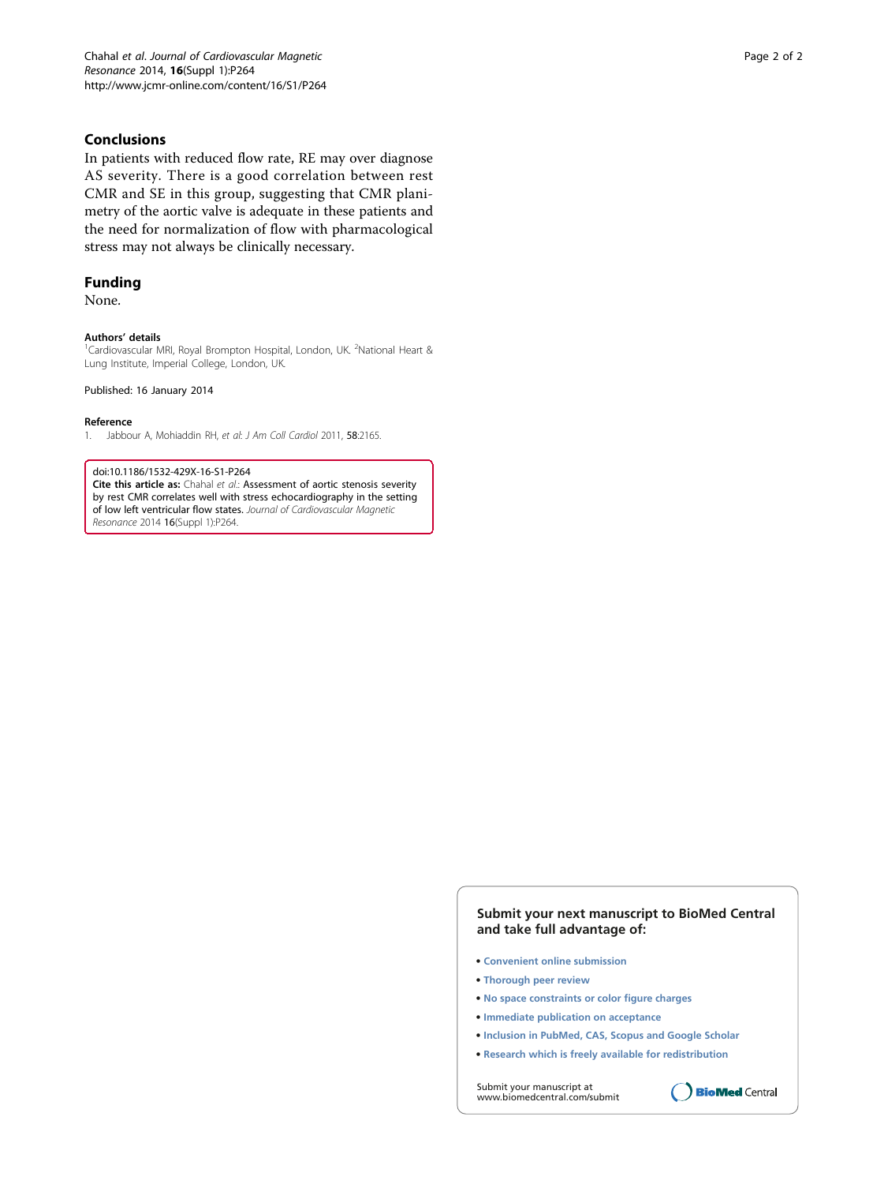## Conclusions

In patients with reduced flow rate, RE may over diagnose AS severity. There is a good correlation between rest CMR and SE in this group, suggesting that CMR planimetry of the aortic valve is adequate in these patients and the need for normalization of flow with pharmacological stress may not always be clinically necessary.

## Funding

None.

#### Authors' details

[1]Cardiovascular MRI, Royal Brompton Hospital, London, UK. [2]National Heart & Lung Institute, Imperial College, London, UK.

Published: 16 January 2014

#### Reference

1. Jabbour A, Mohiaddin RH, *et al*: *J Am Coll Cardiol* 2011, **58**:2165.

doi:10.1186/1532-429X-16-S1-P264

**Cite this article as:** Chahal *et al.*: Assessment of aortic stenosis severity by rest CMR correlates well with stress echocardiography in the setting of low left ventricular flow states. *Journal of Cardiovascular Magnetic Resonance* 2014 **16**(Suppl 1):P264.

**Submit your next manuscript to BioMed Central and take full advantage of:**

- Convenient online submission
- Thorough peer review
- No space constraints or color figure charges
- Immediate publication on acceptance
- Inclusion in PubMed, CAS, Scopus and Google Scholar
- Research which is freely available for redistribution

Submit your manuscript at www.biomedcentral.com/submit

BioMed Central